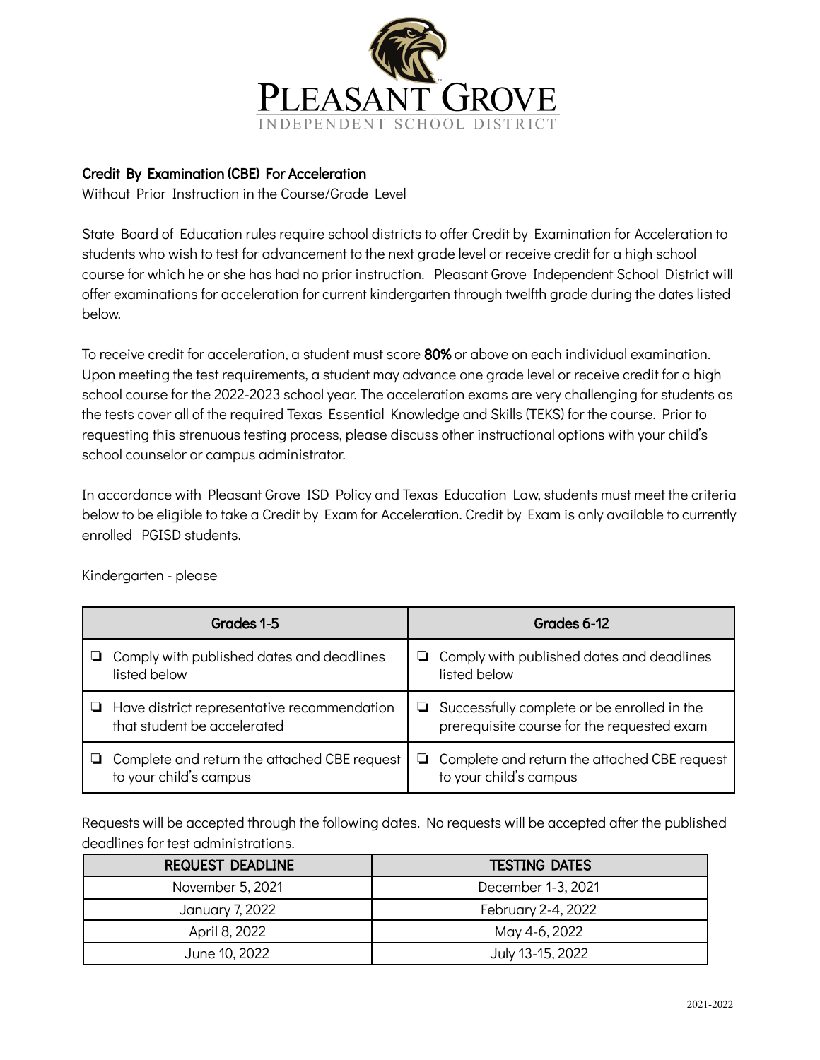# Pleasant Grove Independent School District

### Credit By Examination (CBE) For Acceleration

Without Prior Instruction in the Course/Grade Level

State Board of Education rules require school districts to offer Credit by Examination for Acceleration to students who wish to test for advancement to the next grade level or receive credit for a high school course for which he or she has had no prior instruction. Pleasant Grove Independent School District will offer examinations for acceleration for current kindergarten through twelfth grade during the dates listed below.

To receive credit for acceleration, a student must score **80%** or above on each individual examination. Upon meeting the test requirements, a student may advance one grade level or receive credit for a high school course for the 2022-2023 school year. The acceleration exams are very challenging for students as the tests cover all of the required Texas Essential Knowledge and Skills (TEKS) for the course. Prior to requesting this strenuous testing process, please discuss other instructional options with your child's school counselor or campus administrator.

In accordance with Pleasant Grove ISD Policy and Texas Education Law, students must meet the criteria below to be eligible to take a Credit by Exam for Acceleration. Credit by Exam is only available to currently enrolled PGISD students.

Kindergarten - please

| Grades 1-5 | Grades 6-12 |
|---|---|
| ❏ Comply with published dates and deadlines listed below | ❏ Comply with published dates and deadlines listed below |
| ❏ Have district representative recommendation that student be accelerated | ❏ Successfully complete or be enrolled in the prerequisite course for the requested exam |
| ❏ Complete and return the attached CBE request to your child's campus | ❏ Complete and return the attached CBE request to your child's campus |

Requests will be accepted through the following dates. No requests will be accepted after the published deadlines for test administrations.

| REQUEST DEADLINE | TESTING DATES |
|---|---|
| November 5, 2021 | December 1-3, 2021 |
| January 7, 2022 | February 2-4, 2022 |
| April 8, 2022 | May 4-6, 2022 |
| June 10, 2022 | July 13-15, 2022 |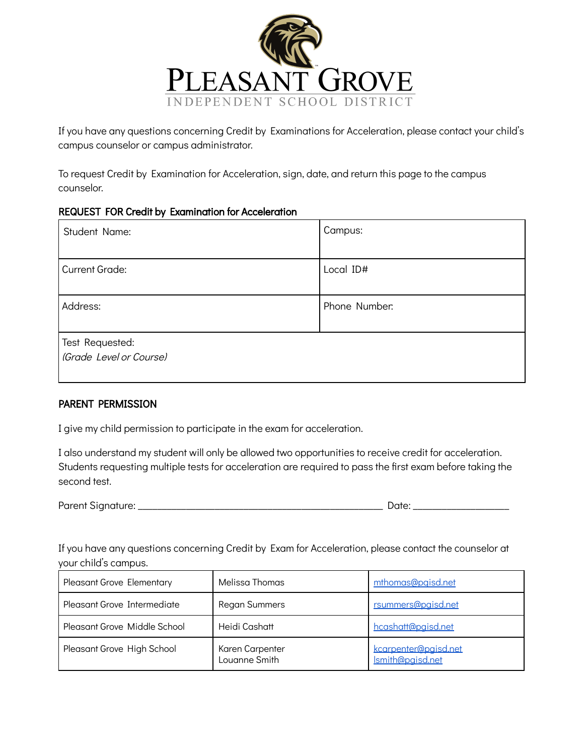# PLEASANT GROVE

INDEPENDENT SCHOOL DISTRICT

If you have any questions concerning Credit by Examinations for Acceleration, please contact your child's campus counselor or campus administrator.

To request Credit by Examination for Acceleration, sign, date, and return this page to the campus counselor.

**REQUEST FOR Credit by Examination for Acceleration**

| | |
|---|---|
| Student Name: | Campus: |
| Current Grade: | Local ID# |
| Address: | Phone Number: |
| Test Requested:<br>*(Grade Level or Course)* | |

**PARENT PERMISSION**

I give my child permission to participate in the exam for acceleration.

I also understand my student will only be allowed two opportunities to receive credit for acceleration. Students requesting multiple tests for acceleration are required to pass the first exam before taking the second test.

Parent Signature: ______________________________________________ Date: __________________

If you have any questions concerning Credit by Exam for Acceleration, please contact the counselor at your child's campus.

| | | |
|---|---|---|
| Pleasant Grove Elementary | Melissa Thomas | mthomas@pgisd.net |
| Pleasant Grove Intermediate | Regan Summers | rsummers@pgisd.net |
| Pleasant Grove Middle School | Heidi Cashatt | hcashatt@pgisd.net |
| Pleasant Grove High School | Karen Carpenter<br>Louanne Smith | kcarpenter@pgisd.net<br>lsmith@pgisd.net |